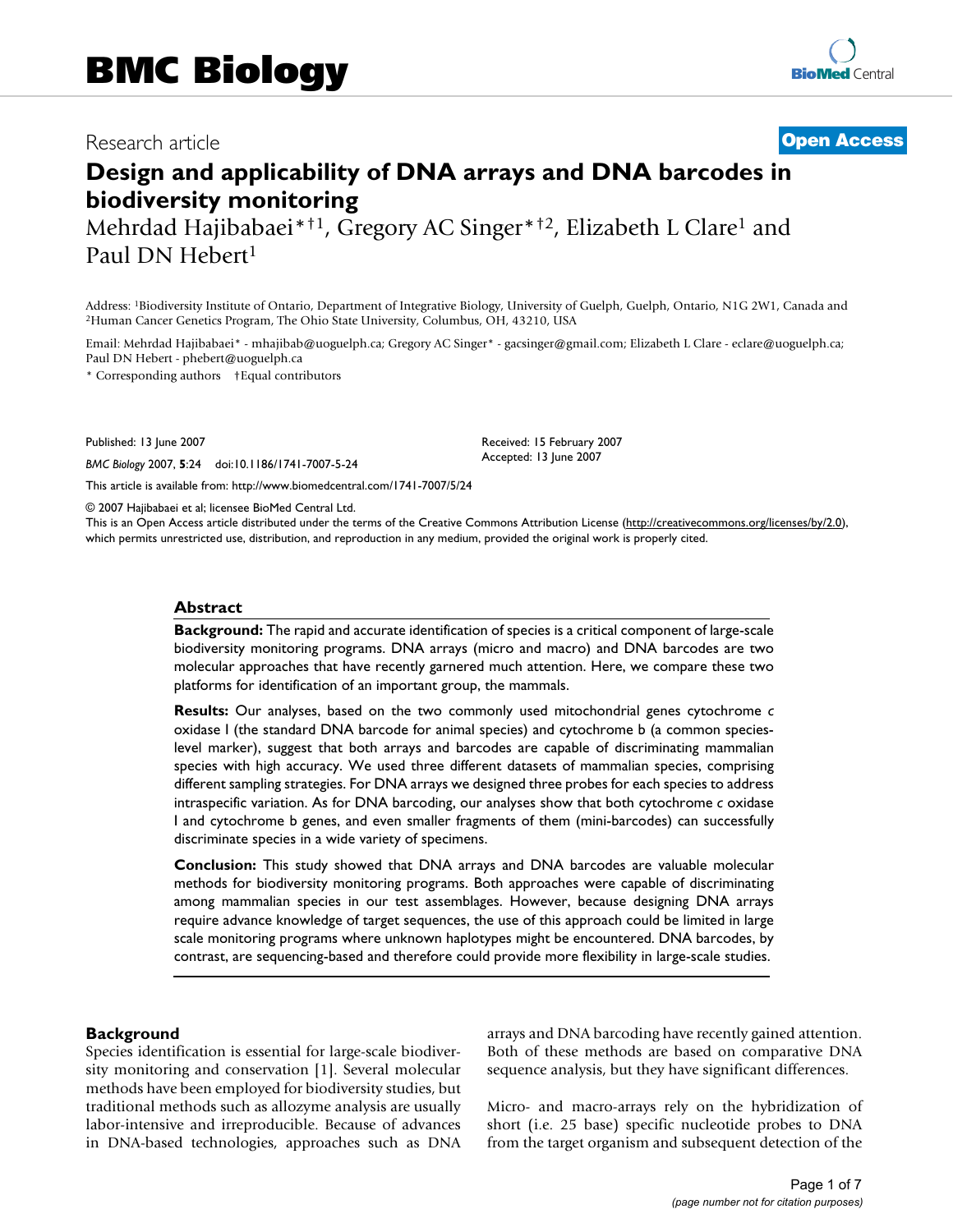# BMC Biology

Research article

**Open Access**

# Design and applicability of DNA arrays and DNA barcodes in biodiversity monitoring

Mehrdad Hajibabaei*[†1], Gregory AC Singer*[†2], Elizabeth L Clare[1] and Paul DN Hebert[1]

Address: [1]Biodiversity Institute of Ontario, Department of Integrative Biology, University of Guelph, Guelph, Ontario, N1G 2W1, Canada and [2]Human Cancer Genetics Program, The Ohio State University, Columbus, OH, 43210, USA

Email: Mehrdad Hajibabaei* - mhajibab@uoguelph.ca; Gregory AC Singer* - gacsinger@gmail.com; Elizabeth L Clare - eclare@uoguelph.ca; Paul DN Hebert - phebert@uoguelph.ca

\* Corresponding authors †Equal contributors

Published: 13 June 2007

*BMC Biology* 2007, **5**:24 doi:10.1186/1741-7007-5-24

Received: 15 February 2007
Accepted: 13 June 2007

This article is available from: http://www.biomedcentral.com/1741-7007/5/24

© 2007 Hajibabaei et al; licensee BioMed Central Ltd.
This is an Open Access article distributed under the terms of the Creative Commons Attribution License (http://creativecommons.org/licenses/by/2.0), which permits unrestricted use, distribution, and reproduction in any medium, provided the original work is properly cited.

## Abstract

**Background:** The rapid and accurate identification of species is a critical component of large-scale biodiversity monitoring programs. DNA arrays (micro and macro) and DNA barcodes are two molecular approaches that have recently garnered much attention. Here, we compare these two platforms for identification of an important group, the mammals.

**Results:** Our analyses, based on the two commonly used mitochondrial genes cytochrome *c* oxidase I (the standard DNA barcode for animal species) and cytochrome b (a common species-level marker), suggest that both arrays and barcodes are capable of discriminating mammalian species with high accuracy. We used three different datasets of mammalian species, comprising different sampling strategies. For DNA arrays we designed three probes for each species to address intraspecific variation. As for DNA barcoding, our analyses show that both cytochrome *c* oxidase I and cytochrome b genes, and even smaller fragments of them (mini-barcodes) can successfully discriminate species in a wide variety of specimens.

**Conclusion:** This study showed that DNA arrays and DNA barcodes are valuable molecular methods for biodiversity monitoring programs. Both approaches were capable of discriminating among mammalian species in our test assemblages. However, because designing DNA arrays require advance knowledge of target sequences, the use of this approach could be limited in large scale monitoring programs where unknown haplotypes might be encountered. DNA barcodes, by contrast, are sequencing-based and therefore could provide more flexibility in large-scale studies.

## Background

Species identification is essential for large-scale biodiversity monitoring and conservation [1]. Several molecular methods have been employed for biodiversity studies, but traditional methods such as allozyme analysis are usually labor-intensive and irreproducible. Because of advances in DNA-based technologies, approaches such as DNA arrays and DNA barcoding have recently gained attention. Both of these methods are based on comparative DNA sequence analysis, but they have significant differences.

Micro- and macro-arrays rely on the hybridization of short (i.e. 25 base) specific nucleotide probes to DNA from the target organism and subsequent detection of the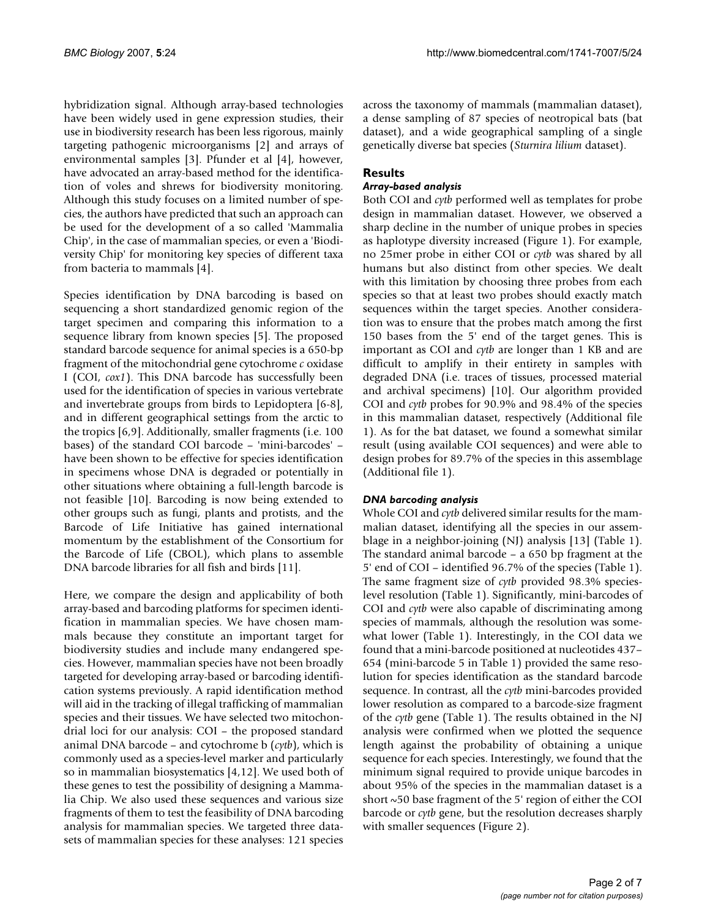hybridization signal. Although array-based technologies have been widely used in gene expression studies, their use in biodiversity research has been less rigorous, mainly targeting pathogenic microorganisms [2] and arrays of environmental samples [3]. Pfunder et al [4], however, have advocated an array-based method for the identification of voles and shrews for biodiversity monitoring. Although this study focuses on a limited number of species, the authors have predicted that such an approach can be used for the development of a so called 'Mammalia Chip', in the case of mammalian species, or even a 'Biodiversity Chip' for monitoring key species of different taxa from bacteria to mammals [4].

Species identification by DNA barcoding is based on sequencing a short standardized genomic region of the target specimen and comparing this information to a sequence library from known species [5]. The proposed standard barcode sequence for animal species is a 650-bp fragment of the mitochondrial gene cytochrome *c* oxidase I (COI, *cox1*). This DNA barcode has successfully been used for the identification of species in various vertebrate and invertebrate groups from birds to Lepidoptera [6-8], and in different geographical settings from the arctic to the tropics [6,9]. Additionally, smaller fragments (i.e. 100 bases) of the standard COI barcode – 'mini-barcodes' – have been shown to be effective for species identification in specimens whose DNA is degraded or potentially in other situations where obtaining a full-length barcode is not feasible [10]. Barcoding is now being extended to other groups such as fungi, plants and protists, and the Barcode of Life Initiative has gained international momentum by the establishment of the Consortium for the Barcode of Life (CBOL), which plans to assemble DNA barcode libraries for all fish and birds [11].

Here, we compare the design and applicability of both array-based and barcoding platforms for specimen identification in mammalian species. We have chosen mammals because they constitute an important target for biodiversity studies and include many endangered species. However, mammalian species have not been broadly targeted for developing array-based or barcoding identification systems previously. A rapid identification method will aid in the tracking of illegal trafficking of mammalian species and their tissues. We have selected two mitochondrial loci for our analysis: COI – the proposed standard animal DNA barcode – and cytochrome b (*cytb*), which is commonly used as a species-level marker and particularly so in mammalian biosystematics [4,12]. We used both of these genes to test the possibility of designing a Mammalia Chip. We also used these sequences and various size fragments of them to test the feasibility of DNA barcoding analysis for mammalian species. We targeted three datasets of mammalian species for these analyses: 121 species across the taxonomy of mammals (mammalian dataset), a dense sampling of 87 species of neotropical bats (bat dataset), and a wide geographical sampling of a single genetically diverse bat species (*Sturnira lilium* dataset).

## Results

### *Array-based analysis*

Both COI and *cytb* performed well as templates for probe design in mammalian dataset. However, we observed a sharp decline in the number of unique probes in species as haplotype diversity increased (Figure 1). For example, no 25mer probe in either COI or *cytb* was shared by all humans but also distinct from other species. We dealt with this limitation by choosing three probes from each species so that at least two probes should exactly match sequences within the target species. Another consideration was to ensure that the probes match among the first 150 bases from the 5' end of the target genes. This is important as COI and *cytb* are longer than 1 KB and are difficult to amplify in their entirety in samples with degraded DNA (i.e. traces of tissues, processed material and archival specimens) [10]. Our algorithm provided COI and *cytb* probes for 90.9% and 98.4% of the species in this mammalian dataset, respectively (Additional file 1). As for the bat dataset, we found a somewhat similar result (using available COI sequences) and were able to design probes for 89.7% of the species in this assemblage (Additional file 1).

### *DNA barcoding analysis*

Whole COI and *cytb* delivered similar results for the mammalian dataset, identifying all the species in our assemblage in a neighbor-joining (NJ) analysis [13] (Table 1). The standard animal barcode – a 650 bp fragment at the 5' end of COI – identified 96.7% of the species (Table 1). The same fragment size of *cytb* provided 98.3% species-level resolution (Table 1). Significantly, mini-barcodes of COI and *cytb* were also capable of discriminating among species of mammals, although the resolution was somewhat lower (Table 1). Interestingly, in the COI data we found that a mini-barcode positioned at nucleotides 437–654 (mini-barcode 5 in Table 1) provided the same resolution for species identification as the standard barcode sequence. In contrast, all the *cytb* mini-barcodes provided lower resolution as compared to a barcode-size fragment of the *cytb* gene (Table 1). The results obtained in the NJ analysis were confirmed when we plotted the sequence length against the probability of obtaining a unique sequence for each species. Interestingly, we found that the minimum signal required to provide unique barcodes in about 95% of the species in the mammalian dataset is a short ~50 base fragment of the 5' region of either the COI barcode or *cytb* gene, but the resolution decreases sharply with smaller sequences (Figure 2).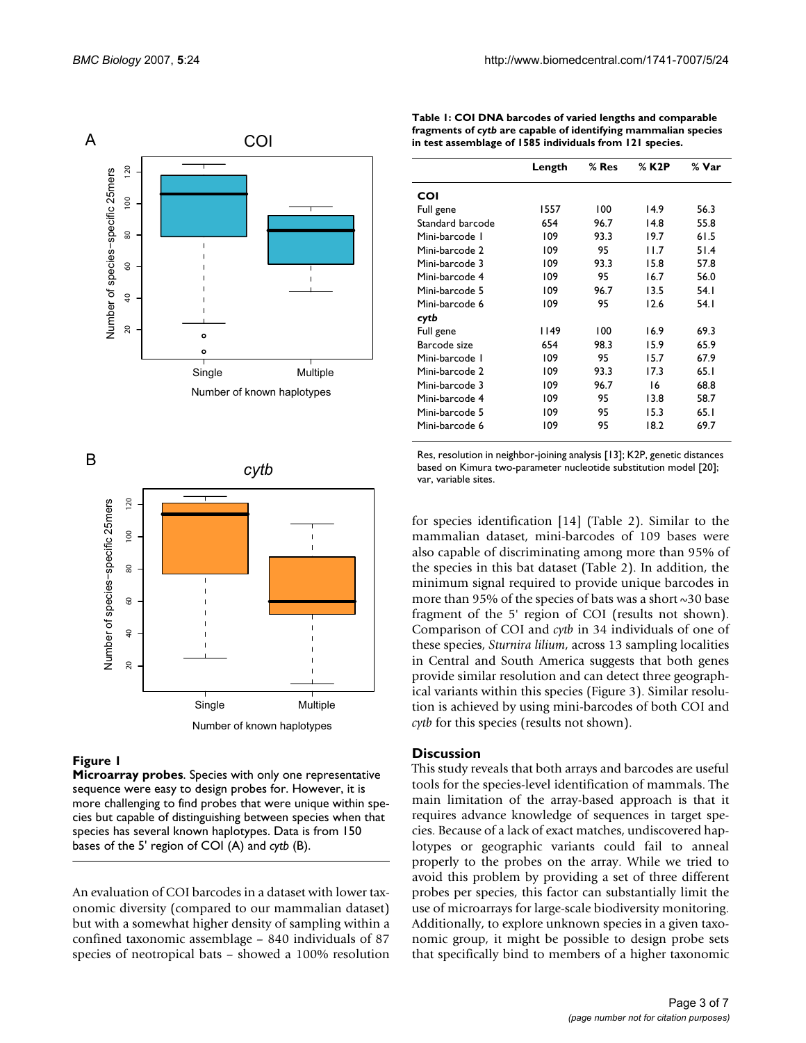**Figure 1**
**Microarray probes**. Species with only one representative sequence were easy to design probes for. However, it is more challenging to find probes that were unique within species but capable of distinguishing between species when that species has several known haplotypes. Data is from 150 bases of the 5' region of COI (A) and *cytb* (B).

An evaluation of COI barcodes in a dataset with lower taxonomic diversity (compared to our mammalian dataset) but with a somewhat higher density of sampling within a confined taxonomic assemblage – 840 individuals of 87 species of neotropical bats – showed a 100% resolution for species identification [14] (Table 2). Similar to the mammalian dataset, mini-barcodes of 109 bases were also capable of discriminating among more than 95% of the species in this bat dataset (Table 2). In addition, the minimum signal required to provide unique barcodes in more than 95% of the species of bats was a short ~30 base fragment of the 5' region of COI (results not shown). Comparison of COI and *cytb* in 34 individuals of one of these species, *Sturnira lilium*, across 13 sampling localities in Central and South America suggests that both genes provide similar resolution and can detect three geographical variants within this species (Figure 3). Similar resolution is achieved by using mini-barcodes of both COI and *cytb* for this species (results not shown).

**Table 1: COI DNA barcodes of varied lengths and comparable fragments of *cytb* are capable of identifying mammalian species in test assemblage of 1585 individuals from 121 species.**

| | Length | % Res | % K2P | % Var |
|---|---|---|---|---|
| **COI** | | | | |
| Full gene | 1557 | 100 | 14.9 | 56.3 |
| Standard barcode | 654 | 96.7 | 14.8 | 55.8 |
| Mini-barcode 1 | 109 | 93.3 | 19.7 | 61.5 |
| Mini-barcode 2 | 109 | 95 | 11.7 | 51.4 |
| Mini-barcode 3 | 109 | 93.3 | 15.8 | 57.8 |
| Mini-barcode 4 | 109 | 95 | 16.7 | 56.0 |
| Mini-barcode 5 | 109 | 96.7 | 13.5 | 54.1 |
| Mini-barcode 6 | 109 | 95 | 12.6 | 54.1 |
| ***cytb*** | | | | |
| Full gene | 1149 | 100 | 16.9 | 69.3 |
| Barcode size | 654 | 98.3 | 15.9 | 65.9 |
| Mini-barcode 1 | 109 | 95 | 15.7 | 67.9 |
| Mini-barcode 2 | 109 | 93.3 | 17.3 | 65.1 |
| Mini-barcode 3 | 109 | 96.7 | 16 | 68.8 |
| Mini-barcode 4 | 109 | 95 | 13.8 | 58.7 |
| Mini-barcode 5 | 109 | 95 | 15.3 | 65.1 |
| Mini-barcode 6 | 109 | 95 | 18.2 | 69.7 |

Res, resolution in neighbor-joining analysis [13]; K2P, genetic distances based on Kimura two-parameter nucleotide substitution model [20]; var, variable sites.

## Discussion

This study reveals that both arrays and barcodes are useful tools for the species-level identification of mammals. The main limitation of the array-based approach is that it requires advance knowledge of sequences in target species. Because of a lack of exact matches, undiscovered haplotypes or geographic variants could fail to anneal properly to the probes on the array. While we tried to avoid this problem by providing a set of three different probes per species, this factor can substantially limit the use of microarrays for large-scale biodiversity monitoring. Additionally, to explore unknown species in a given taxonomic group, it might be possible to design probe sets that specifically bind to members of a higher taxonomic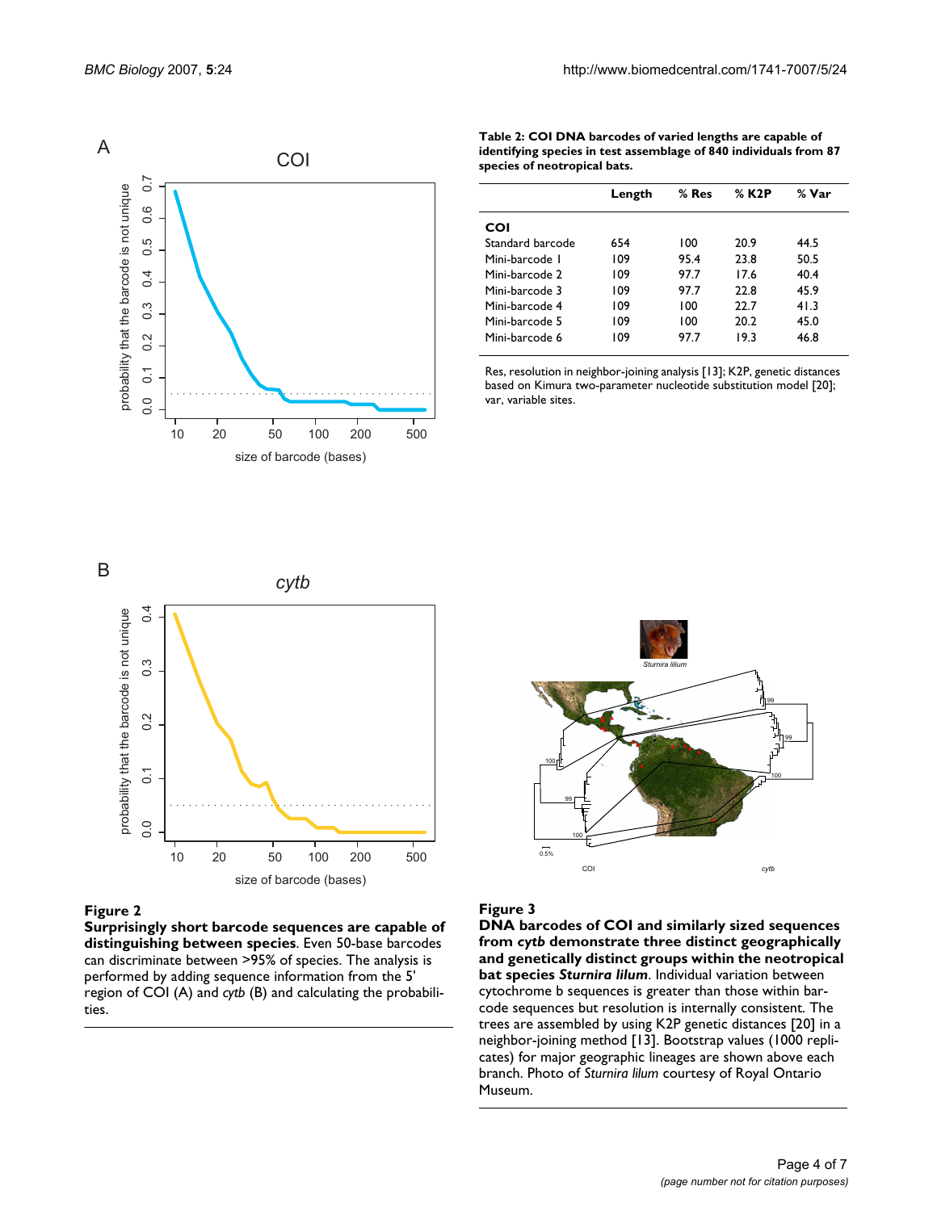**Table 2: COI DNA barcodes of varied lengths are capable of identifying species in test assemblage of 840 individuals from 87 species of neotropical bats.**

| | Length | % Res | % K2P | % Var |
|---|---|---|---|---|
| **COI** | | | | |
| Standard barcode | 654 | 100 | 20.9 | 44.5 |
| Mini-barcode 1 | 109 | 95.4 | 23.8 | 50.5 |
| Mini-barcode 2 | 109 | 97.7 | 17.6 | 40.4 |
| Mini-barcode 3 | 109 | 97.7 | 22.8 | 45.9 |
| Mini-barcode 4 | 109 | 100 | 22.7 | 41.3 |
| Mini-barcode 5 | 109 | 100 | 20.2 | 45.0 |
| Mini-barcode 6 | 109 | 97.7 | 19.3 | 46.8 |

Res, resolution in neighbor-joining analysis [13]; K2P, genetic distances based on Kimura two-parameter nucleotide substitution model [20]; var, variable sites.

**Figure 2**

**Surprisingly short barcode sequences are capable of distinguishing between species**. Even 50-base barcodes can discriminate between >95% of species. The analysis is performed by adding sequence information from the 5' region of COI (A) and *cytb* (B) and calculating the probabilities.

**Figure 3**

**DNA barcodes of COI and similarly sized sequences from *cytb* demonstrate three distinct geographically and genetically distinct groups within the neotropical bat species *Sturnira lilum***. Individual variation between cytochrome b sequences is greater than those within barcode sequences but resolution is internally consistent. The trees are assembled by using K2P genetic distances [20] in a neighbor-joining method [13]. Bootstrap values (1000 replicates) for major geographic lineages are shown above each branch. Photo of *Sturnira lilum* courtesy of Royal Ontario Museum.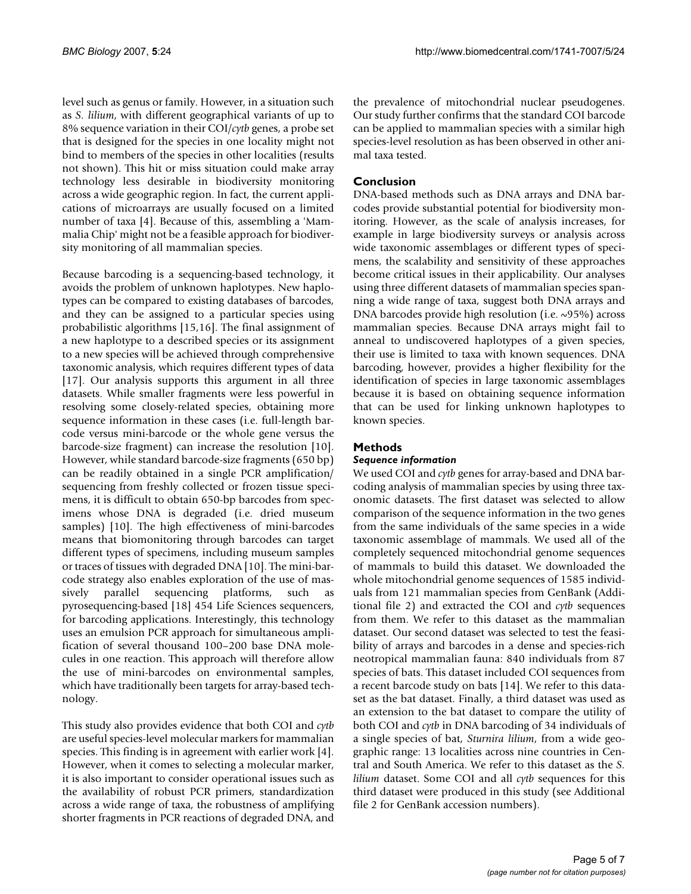level such as genus or family. However, in a situation such as *S. lilium*, with different geographical variants of up to 8% sequence variation in their COI/*cytb* genes, a probe set that is designed for the species in one locality might not bind to members of the species in other localities (results not shown). This hit or miss situation could make array technology less desirable in biodiversity monitoring across a wide geographic region. In fact, the current applications of microarrays are usually focused on a limited number of taxa [4]. Because of this, assembling a 'Mammalia Chip' might not be a feasible approach for biodiversity monitoring of all mammalian species.

Because barcoding is a sequencing-based technology, it avoids the problem of unknown haplotypes. New haplotypes can be compared to existing databases of barcodes, and they can be assigned to a particular species using probabilistic algorithms [15,16]. The final assignment of a new haplotype to a described species or its assignment to a new species will be achieved through comprehensive taxonomic analysis, which requires different types of data [17]. Our analysis supports this argument in all three datasets. While smaller fragments were less powerful in resolving some closely-related species, obtaining more sequence information in these cases (i.e. full-length barcode versus mini-barcode or the whole gene versus the barcode-size fragment) can increase the resolution [10]. However, while standard barcode-size fragments (650 bp) can be readily obtained in a single PCR amplification/sequencing from freshly collected or frozen tissue specimens, it is difficult to obtain 650-bp barcodes from specimens whose DNA is degraded (i.e. dried museum samples) [10]. The high effectiveness of mini-barcodes means that biomonitoring through barcodes can target different types of specimens, including museum samples or traces of tissues with degraded DNA [10]. The mini-barcode strategy also enables exploration of the use of massively parallel sequencing platforms, such as pyrosequencing-based [18] 454 Life Sciences sequencers, for barcoding applications. Interestingly, this technology uses an emulsion PCR approach for simultaneous amplification of several thousand 100–200 base DNA molecules in one reaction. This approach will therefore allow the use of mini-barcodes on environmental samples, which have traditionally been targets for array-based technology.

This study also provides evidence that both COI and *cytb* are useful species-level molecular markers for mammalian species. This finding is in agreement with earlier work [4]. However, when it comes to selecting a molecular marker, it is also important to consider operational issues such as the availability of robust PCR primers, standardization across a wide range of taxa, the robustness of amplifying shorter fragments in PCR reactions of degraded DNA, and the prevalence of mitochondrial nuclear pseudogenes. Our study further confirms that the standard COI barcode can be applied to mammalian species with a similar high species-level resolution as has been observed in other animal taxa tested.

## Conclusion

DNA-based methods such as DNA arrays and DNA barcodes provide substantial potential for biodiversity monitoring. However, as the scale of analysis increases, for example in large biodiversity surveys or analysis across wide taxonomic assemblages or different types of specimens, the scalability and sensitivity of these approaches become critical issues in their applicability. Our analyses using three different datasets of mammalian species spanning a wide range of taxa, suggest both DNA arrays and DNA barcodes provide high resolution (i.e. ~95%) across mammalian species. Because DNA arrays might fail to anneal to undiscovered haplotypes of a given species, their use is limited to taxa with known sequences. DNA barcoding, however, provides a higher flexibility for the identification of species in large taxonomic assemblages because it is based on obtaining sequence information that can be used for linking unknown haplotypes to known species.

## Methods

### *Sequence information*

We used COI and *cytb* genes for array-based and DNA barcoding analysis of mammalian species by using three taxonomic datasets. The first dataset was selected to allow comparison of the sequence information in the two genes from the same individuals of the same species in a wide taxonomic assemblage of mammals. We used all of the completely sequenced mitochondrial genome sequences of mammals to build this dataset. We downloaded the whole mitochondrial genome sequences of 1585 individuals from 121 mammalian species from GenBank (Additional file 2) and extracted the COI and *cytb* sequences from them. We refer to this dataset as the mammalian dataset. Our second dataset was selected to test the feasibility of arrays and barcodes in a dense and species-rich neotropical mammalian fauna: 840 individuals from 87 species of bats. This dataset included COI sequences from a recent barcode study on bats [14]. We refer to this dataset as the bat dataset. Finally, a third dataset was used as an extension to the bat dataset to compare the utility of both COI and *cytb* in DNA barcoding of 34 individuals of a single species of bat, *Sturnira lilium*, from a wide geographic range: 13 localities across nine countries in Central and South America. We refer to this dataset as the *S. lilium* dataset. Some COI and all *cytb* sequences for this third dataset were produced in this study (see Additional file 2 for GenBank accession numbers).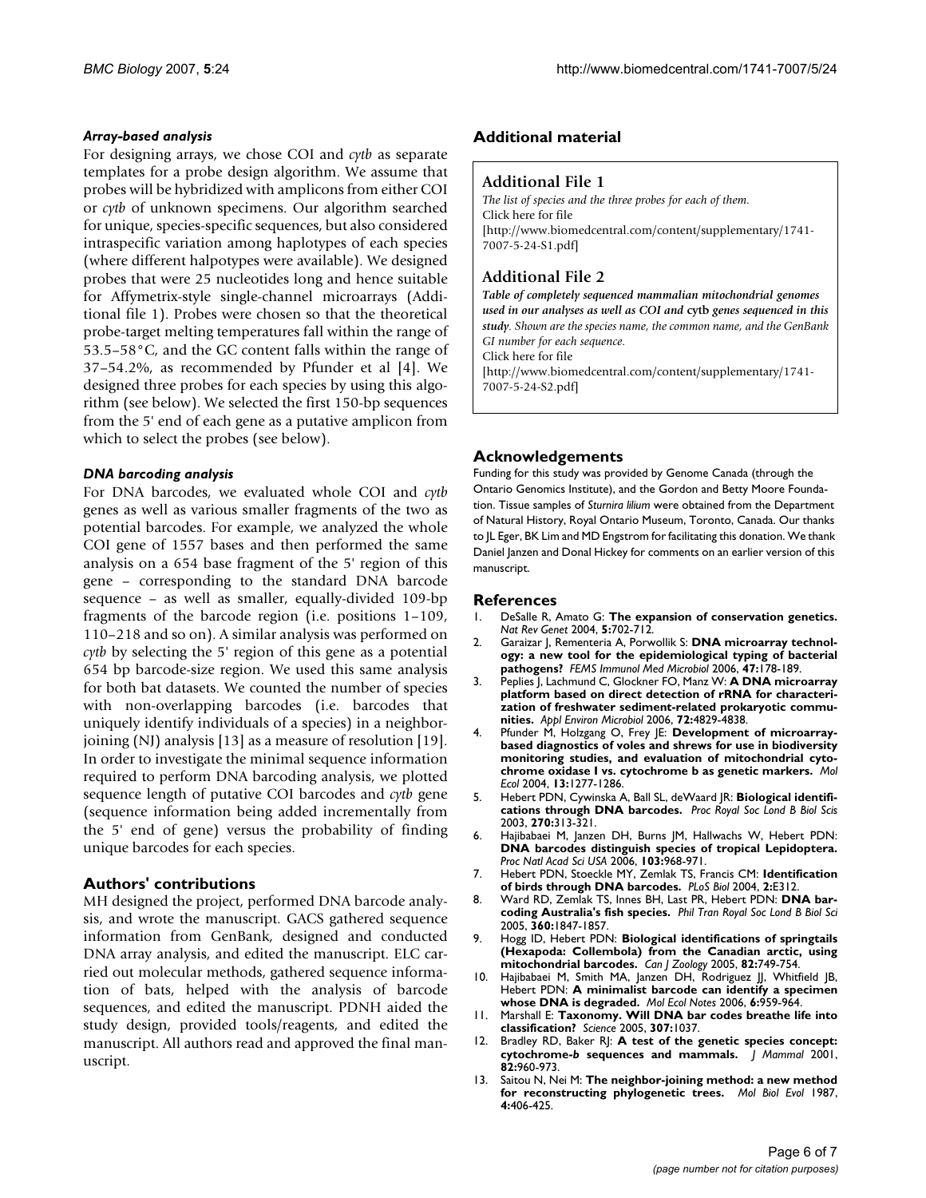### *Array-based analysis*

For designing arrays, we chose COI and *cytb* as separate templates for a probe design algorithm. We assume that probes will be hybridized with amplicons from either COI or *cytb* of unknown specimens. Our algorithm searched for unique, species-specific sequences, but also considered intraspecific variation among haplotypes of each species (where different halpotypes were available). We designed probes that were 25 nucleotides long and hence suitable for Affymetrix-style single-channel microarrays (Additional file 1). Probes were chosen so that the theoretical probe-target melting temperatures fall within the range of 53.5–58°C, and the GC content falls within the range of 37–54.2%, as recommended by Pfunder et al [4]. We designed three probes for each species by using this algorithm (see below). We selected the first 150-bp sequences from the 5' end of each gene as a putative amplicon from which to select the probes (see below).

### *DNA barcoding analysis*

For DNA barcodes, we evaluated whole COI and *cytb* genes as well as various smaller fragments of the two as potential barcodes. For example, we analyzed the whole COI gene of 1557 bases and then performed the same analysis on a 654 base fragment of the 5' region of this gene – corresponding to the standard DNA barcode sequence – as well as smaller, equally-divided 109-bp fragments of the barcode region (i.e. positions 1–109, 110–218 and so on). A similar analysis was performed on *cytb* by selecting the 5' region of this gene as a potential 654 bp barcode-size region. We used this same analysis for both bat datasets. We counted the number of species with non-overlapping barcodes (i.e. barcodes that uniquely identify individuals of a species) in a neighbor-joining (NJ) analysis [13] as a measure of resolution [19]. In order to investigate the minimal sequence information required to perform DNA barcoding analysis, we plotted sequence length of putative COI barcodes and *cytb* gene (sequence information being added incrementally from the 5' end of gene) versus the probability of finding unique barcodes for each species.

## Authors' contributions

MH designed the project, performed DNA barcode analysis, and wrote the manuscript. GACS gathered sequence information from GenBank, designed and conducted DNA array analysis, and edited the manuscript. ELC carried out molecular methods, gathered sequence information of bats, helped with the analysis of barcode sequences, and edited the manuscript. PDNH aided the study design, provided tools/reagents, and edited the manuscript. All authors read and approved the final manuscript.

## Additional material

### Additional File 1

*The list of species and the three probes for each of them.*
Click here for file
[http://www.biomedcentral.com/content/supplementary/1741-7007-5-24-S1.pdf]

### Additional File 2

***Table of completely sequenced mammalian mitochondrial genomes used in our analyses as well as COI and* cytb *genes sequenced in this study**. Shown are the species name, the common name, and the GenBank GI number for each sequence.*
Click here for file
[http://www.biomedcentral.com/content/supplementary/1741-7007-5-24-S2.pdf]

## Acknowledgements

Funding for this study was provided by Genome Canada (through the Ontario Genomics Institute), and the Gordon and Betty Moore Foundation. Tissue samples of *Sturnira lilium* were obtained from the Department of Natural History, Royal Ontario Museum, Toronto, Canada. Our thanks to JL Eger, BK Lim and MD Engstrom for facilitating this donation. We thank Daniel Janzen and Donal Hickey for comments on an earlier version of this manuscript.

## References

1. DeSalle R, Amato G: **The expansion of conservation genetics.** *Nat Rev Genet* 2004, **5:**702-712.
2. Garaizar J, Rementeria A, Porwollik S: **DNA microarray technology: a new tool for the epidemiological typing of bacterial pathogens?** *FEMS Immunol Med Microbiol* 2006, **47:**178-189.
3. Peplies J, Lachmund C, Glockner FO, Manz W: **A DNA microarray platform based on direct detection of rRNA for characterization of freshwater sediment-related prokaryotic communities.** *Appl Environ Microbiol* 2006, **72:**4829-4838.
4. Pfunder M, Holzgang O, Frey JE: **Development of microarray-based diagnostics of voles and shrews for use in biodiversity monitoring studies, and evaluation of mitochondrial cytochrome oxidase I vs. cytochrome b as genetic markers.** *Mol Ecol* 2004, **13:**1277-1286.
5. Hebert PDN, Cywinska A, Ball SL, deWaard JR: **Biological identifications through DNA barcodes.** *Proc Royal Soc Lond B Biol Scis* 2003, **270:**313-321.
6. Hajibabaei M, Janzen DH, Burns JM, Hallwachs W, Hebert PDN: **DNA barcodes distinguish species of tropical Lepidoptera.** *Proc Natl Acad Sci USA* 2006, **103:**968-971.
7. Hebert PDN, Stoeckle MY, Zemlak TS, Francis CM: **Identification of birds through DNA barcodes.** *PLoS Biol* 2004, **2:**E312.
8. Ward RD, Zemlak TS, Innes BH, Last PR, Hebert PDN: **DNA barcoding Australia's fish species.** *Phil Tran Royal Soc Lond B Biol Sci* 2005, **360:**1847-1857.
9. Hogg ID, Hebert PDN: **Biological identifications of springtails (Hexapoda: Collembola) from the Canadian arctic, using mitochondrial barcodes.** *Can J Zoology* 2005, **82:**749-754.
10. Hajibabaei M, Smith MA, Janzen DH, Rodriguez JJ, Whitfield JB, Hebert PDN: **A minimalist barcode can identify a specimen whose DNA is degraded.** *Mol Ecol Notes* 2006, **6:**959-964.
11. Marshall E: **Taxonomy. Will DNA bar codes breathe life into classification?** *Science* 2005, **307:**1037.
12. Bradley RD, Baker RJ: **A test of the genetic species concept: cytochrome-*b* sequences and mammals.** *J Mammal* 2001, **82:**960-973.
13. Saitou N, Nei M: **The neighbor-joining method: a new method for reconstructing phylogenetic trees.** *Mol Biol Evol* 1987, **4:**406-425.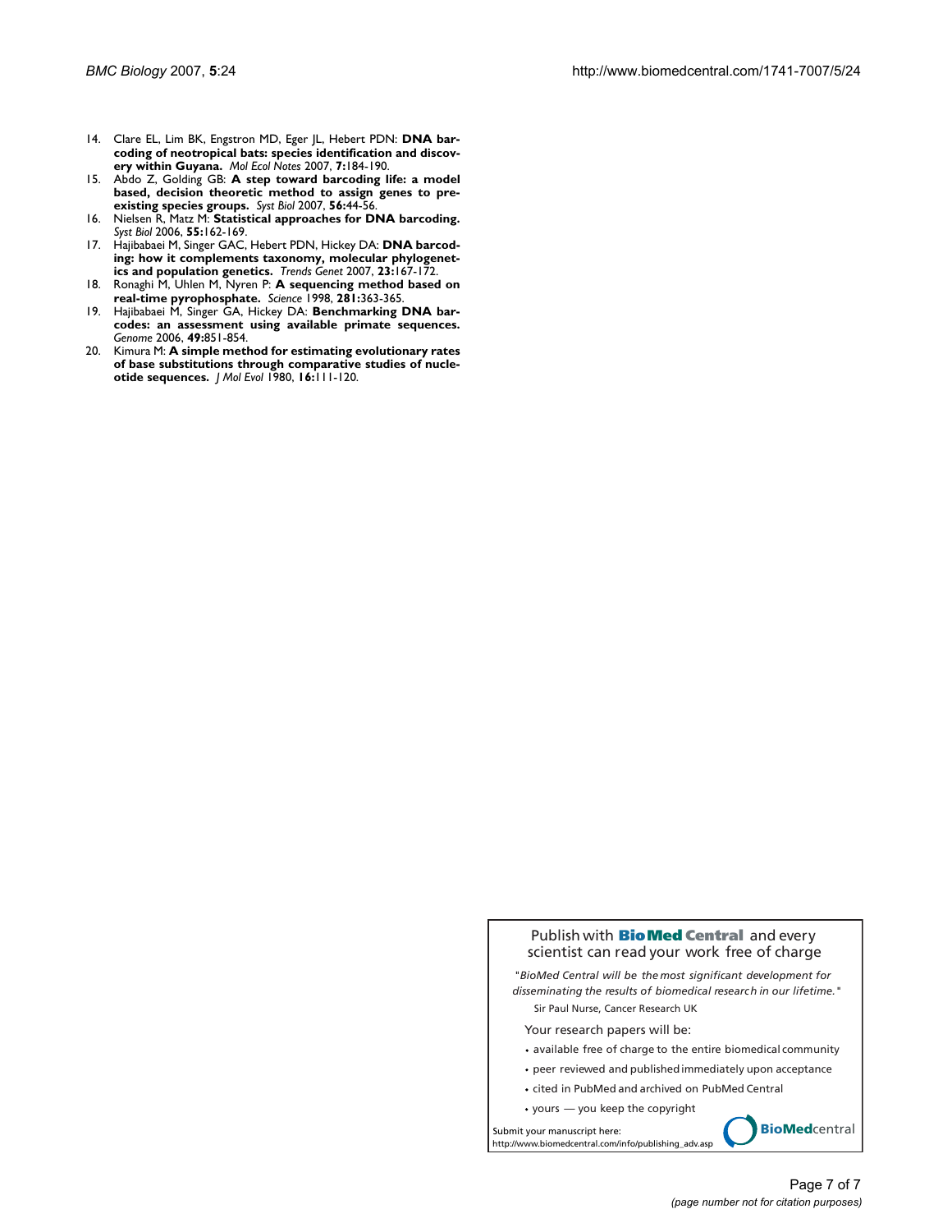14. Clare EL, Lim BK, Engstron MD, Eger JL, Hebert PDN: **DNA barcoding of neotropical bats: species identification and discovery within Guyana.** *Mol Ecol Notes* 2007, **7:**184-190.
15. Abdo Z, Golding GB: **A step toward barcoding life: a model based, decision theoretic method to assign genes to preexisting species groups.** *Syst Biol* 2007, **56:**44-56.
16. Nielsen R, Matz M: **Statistical approaches for DNA barcoding.** *Syst Biol* 2006, **55:**162-169.
17. Hajibabaei M, Singer GAC, Hebert PDN, Hickey DA: **DNA barcoding: how it complements taxonomy, molecular phylogenetics and population genetics.** *Trends Genet* 2007, **23:**167-172.
18. Ronaghi M, Uhlen M, Nyren P: **A sequencing method based on real-time pyrophosphate.** *Science* 1998, **281:**363-365.
19. Hajibabaei M, Singer GA, Hickey DA: **Benchmarking DNA barcodes: an assessment using available primate sequences.** *Genome* 2006, **49:**851-854.
20. Kimura M: **A simple method for estimating evolutionary rates of base substitutions through comparative studies of nucleotide sequences.** *J Mol Evol* 1980, **16:**111-120.

Publish with **BioMed Central** and every scientist can read your work free of charge

*"BioMed Central will be the most significant development for disseminating the results of biomedical research in our lifetime."*
Sir Paul Nurse, Cancer Research UK

Your research papers will be:

- available free of charge to the entire biomedical community
- peer reviewed and published immediately upon acceptance
- cited in PubMed and archived on PubMed Central
- yours — you keep the copyright

Submit your manuscript here:
http://www.biomedcentral.com/info/publishing_adv.asp

**BioMed**central